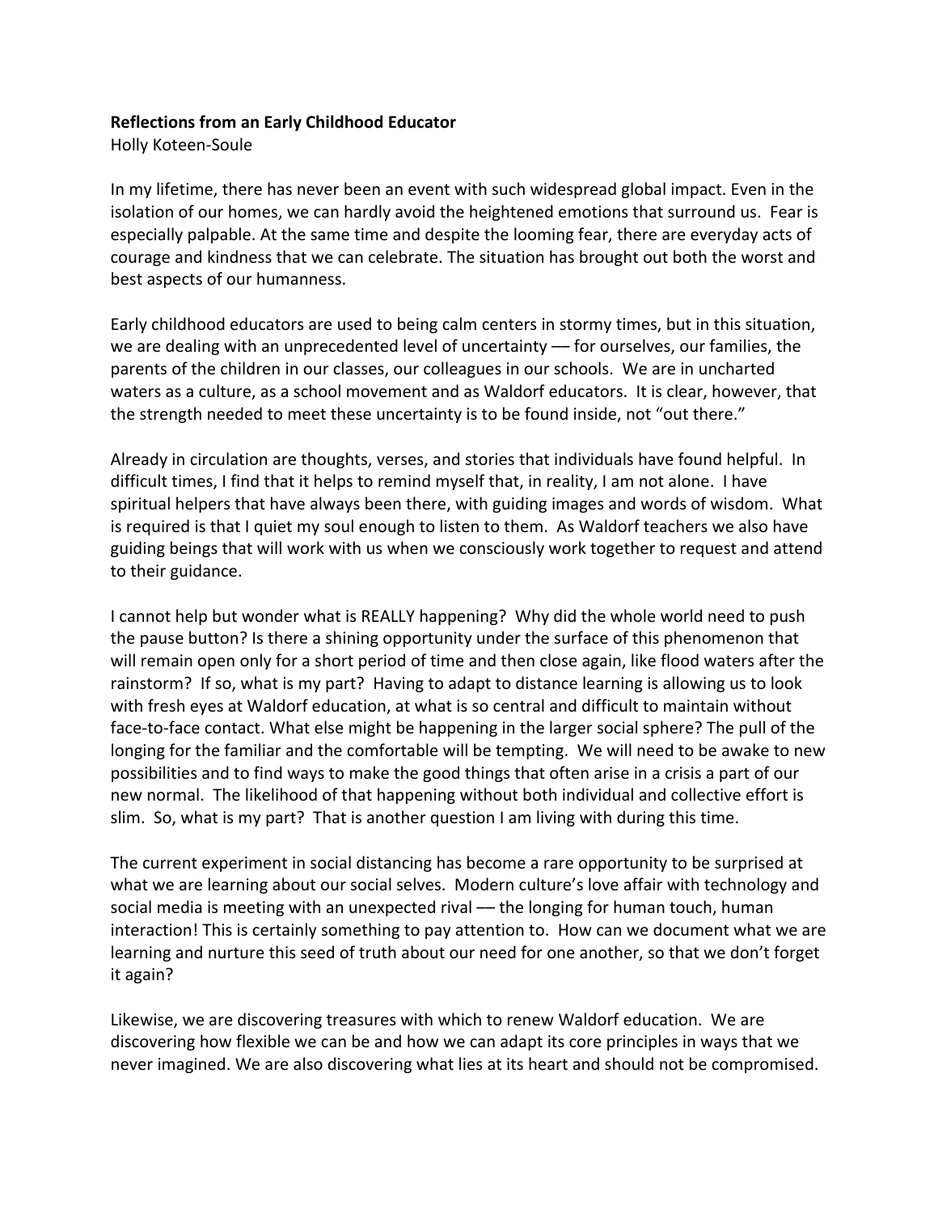**Reflections from an Early Childhood Educator**

Holly Koteen-Soule

In my lifetime, there has never been an event with such widespread global impact. Even in the isolation of our homes, we can hardly avoid the heightened emotions that surround us. Fear is especially palpable. At the same time and despite the looming fear, there are everyday acts of courage and kindness that we can celebrate. The situation has brought out both the worst and best aspects of our humanness.

Early childhood educators are used to being calm centers in stormy times, but in this situation, we are dealing with an unprecedented level of uncertainty — for ourselves, our families, the parents of the children in our classes, our colleagues in our schools. We are in uncharted waters as a culture, as a school movement and as Waldorf educators. It is clear, however, that the strength needed to meet these uncertainty is to be found inside, not "out there."

Already in circulation are thoughts, verses, and stories that individuals have found helpful. In difficult times, I find that it helps to remind myself that, in reality, I am not alone. I have spiritual helpers that have always been there, with guiding images and words of wisdom. What is required is that I quiet my soul enough to listen to them. As Waldorf teachers we also have guiding beings that will work with us when we consciously work together to request and attend to their guidance.

I cannot help but wonder what is REALLY happening? Why did the whole world need to push the pause button? Is there a shining opportunity under the surface of this phenomenon that will remain open only for a short period of time and then close again, like flood waters after the rainstorm? If so, what is my part? Having to adapt to distance learning is allowing us to look with fresh eyes at Waldorf education, at what is so central and difficult to maintain without face-to-face contact. What else might be happening in the larger social sphere? The pull of the longing for the familiar and the comfortable will be tempting. We will need to be awake to new possibilities and to find ways to make the good things that often arise in a crisis a part of our new normal. The likelihood of that happening without both individual and collective effort is slim. So, what is my part? That is another question I am living with during this time.

The current experiment in social distancing has become a rare opportunity to be surprised at what we are learning about our social selves. Modern culture's love affair with technology and social media is meeting with an unexpected rival — the longing for human touch, human interaction! This is certainly something to pay attention to. How can we document what we are learning and nurture this seed of truth about our need for one another, so that we don't forget it again?

Likewise, we are discovering treasures with which to renew Waldorf education. We are discovering how flexible we can be and how we can adapt its core principles in ways that we never imagined. We are also discovering what lies at its heart and should not be compromised.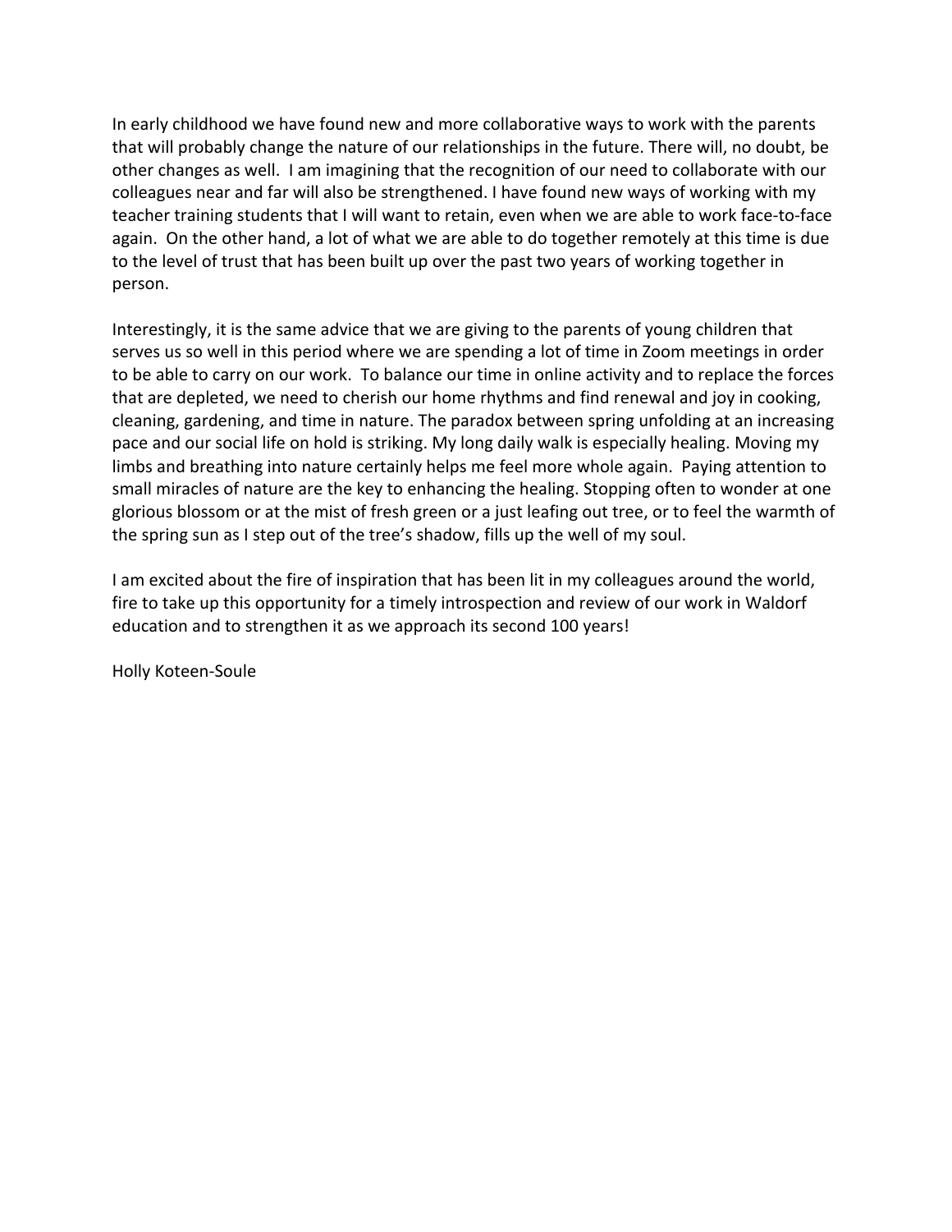In early childhood we have found new and more collaborative ways to work with the parents that will probably change the nature of our relationships in the future. There will, no doubt, be other changes as well. I am imagining that the recognition of our need to collaborate with our colleagues near and far will also be strengthened. I have found new ways of working with my teacher training students that I will want to retain, even when we are able to work face-to-face again. On the other hand, a lot of what we are able to do together remotely at this time is due to the level of trust that has been built up over the past two years of working together in person.

Interestingly, it is the same advice that we are giving to the parents of young children that serves us so well in this period where we are spending a lot of time in Zoom meetings in order to be able to carry on our work. To balance our time in online activity and to replace the forces that are depleted, we need to cherish our home rhythms and find renewal and joy in cooking, cleaning, gardening, and time in nature. The paradox between spring unfolding at an increasing pace and our social life on hold is striking. My long daily walk is especially healing. Moving my limbs and breathing into nature certainly helps me feel more whole again. Paying attention to small miracles of nature are the key to enhancing the healing. Stopping often to wonder at one glorious blossom or at the mist of fresh green or a just leafing out tree, or to feel the warmth of the spring sun as I step out of the tree's shadow, fills up the well of my soul.

I am excited about the fire of inspiration that has been lit in my colleagues around the world, fire to take up this opportunity for a timely introspection and review of our work in Waldorf education and to strengthen it as we approach its second 100 years!

Holly Koteen-Soule